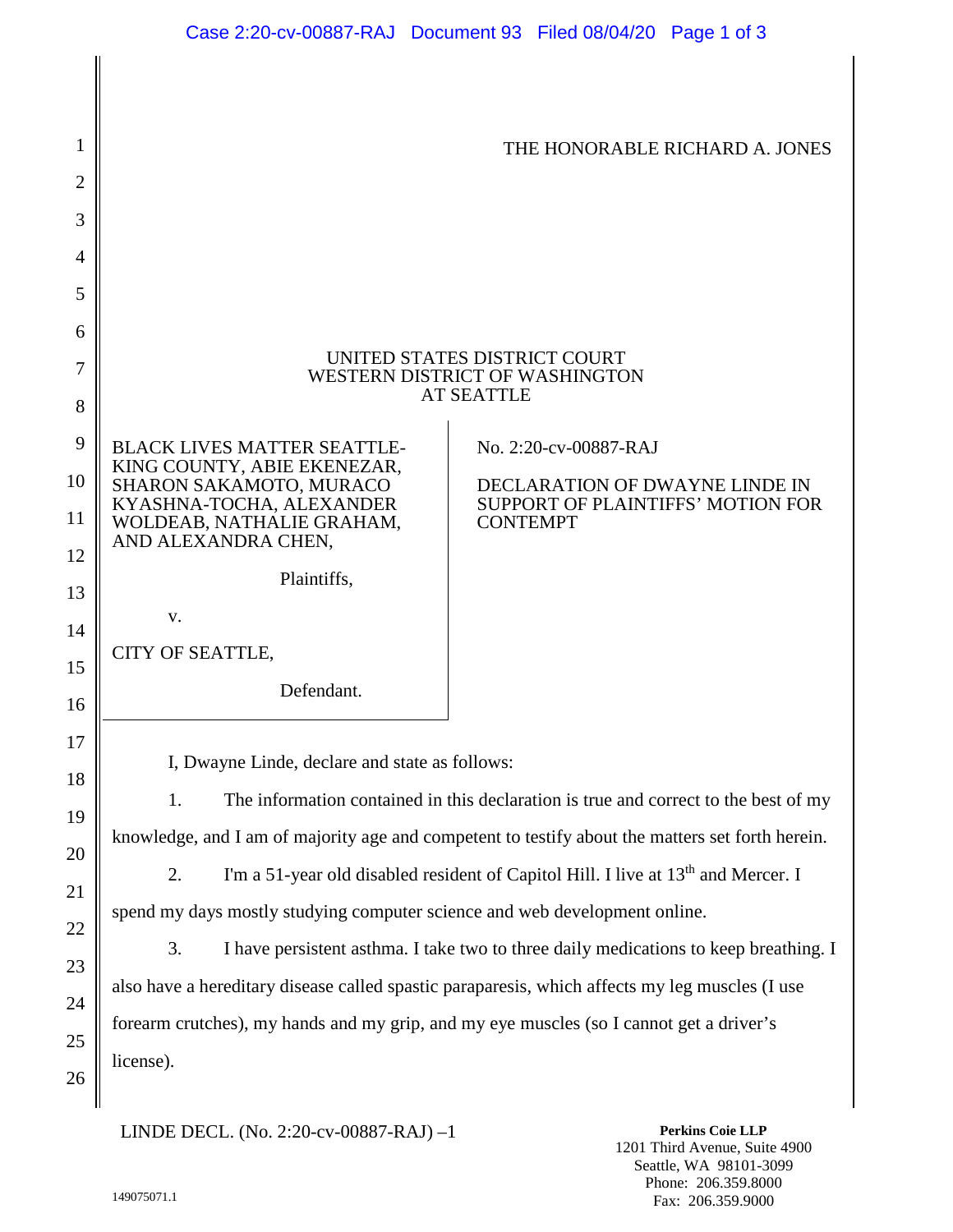THE HONORABLE RICHARD A. JONES

UNITED STATES DISTRICT COURT
WESTERN DISTRICT OF WASHINGTON
AT SEATTLE

| | |
|---|---|
| BLACK LIVES MATTER SEATTLE-KING COUNTY, ABIE EKENEZAR, SHARON SAKAMOTO, MURACO KYASHNA-TOCHA, ALEXANDER WOLDEAB, NATHALIE GRAHAM, AND ALEXANDRA CHEN,<br><br>Plaintiffs,<br><br>v.<br><br>CITY OF SEATTLE,<br><br>Defendant. | No. 2:20-cv-00887-RAJ<br><br>DECLARATION OF DWAYNE LINDE IN SUPPORT OF PLAINTIFFS' MOTION FOR CONTEMPT |

I, Dwayne Linde, declare and state as follows:

1. The information contained in this declaration is true and correct to the best of my knowledge, and I am of majority age and competent to testify about the matters set forth herein.

2. I'm a 51-year old disabled resident of Capitol Hill. I live at 13th and Mercer. I spend my days mostly studying computer science and web development online.

3. I have persistent asthma. I take two to three daily medications to keep breathing. I also have a hereditary disease called spastic paraparesis, which affects my leg muscles (I use forearm crutches), my hands and my grip, and my eye muscles (so I cannot get a driver's license).

LINDE DECL. (No. 2:20-cv-00887-RAJ) –1

Perkins Coie LLP
1201 Third Avenue, Suite 4900
Seattle, WA 98101-3099
Phone: 206.359.8000
Fax: 206.359.9000

149075071.1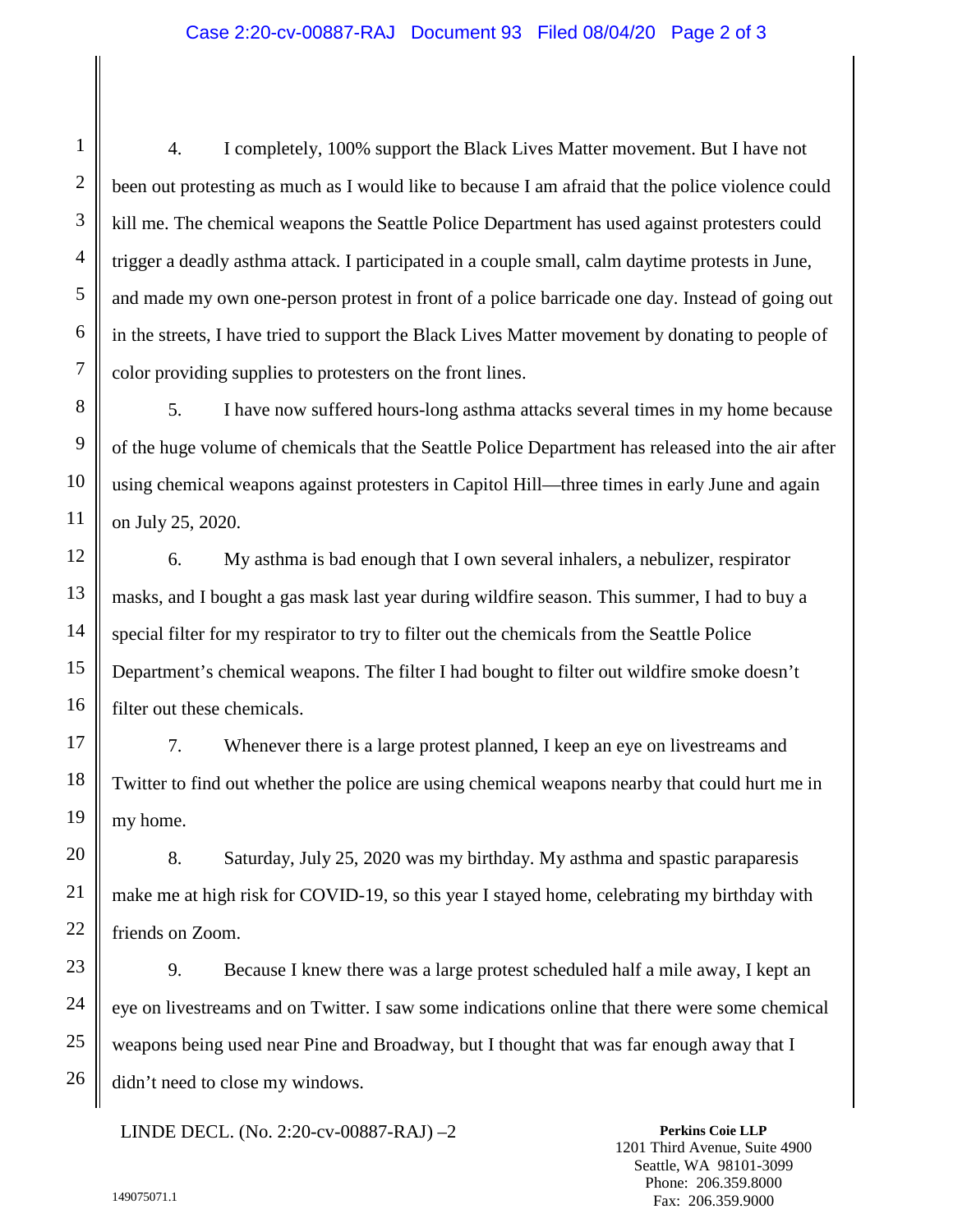4. I completely, 100% support the Black Lives Matter movement. But I have not been out protesting as much as I would like to because I am afraid that the police violence could kill me. The chemical weapons the Seattle Police Department has used against protesters could trigger a deadly asthma attack. I participated in a couple small, calm daytime protests in June, and made my own one-person protest in front of a police barricade one day. Instead of going out in the streets, I have tried to support the Black Lives Matter movement by donating to people of color providing supplies to protesters on the front lines.

5. I have now suffered hours-long asthma attacks several times in my home because of the huge volume of chemicals that the Seattle Police Department has released into the air after using chemical weapons against protesters in Capitol Hill—three times in early June and again on July 25, 2020.

6. My asthma is bad enough that I own several inhalers, a nebulizer, respirator masks, and I bought a gas mask last year during wildfire season. This summer, I had to buy a special filter for my respirator to try to filter out the chemicals from the Seattle Police Department's chemical weapons. The filter I had bought to filter out wildfire smoke doesn't filter out these chemicals.

7. Whenever there is a large protest planned, I keep an eye on livestreams and Twitter to find out whether the police are using chemical weapons nearby that could hurt me in my home.

8. Saturday, July 25, 2020 was my birthday. My asthma and spastic paraparesis make me at high risk for COVID-19, so this year I stayed home, celebrating my birthday with friends on Zoom.

9. Because I knew there was a large protest scheduled half a mile away, I kept an eye on livestreams and on Twitter. I saw some indications online that there were some chemical weapons being used near Pine and Broadway, but I thought that was far enough away that I didn't need to close my windows.

LINDE DECL. (No. 2:20-cv-00887-RAJ) –2

**Perkins Coie LLP**
1201 Third Avenue, Suite 4900
Seattle, WA 98101-3099
Phone: 206.359.8000
Fax: 206.359.9000

149075071.1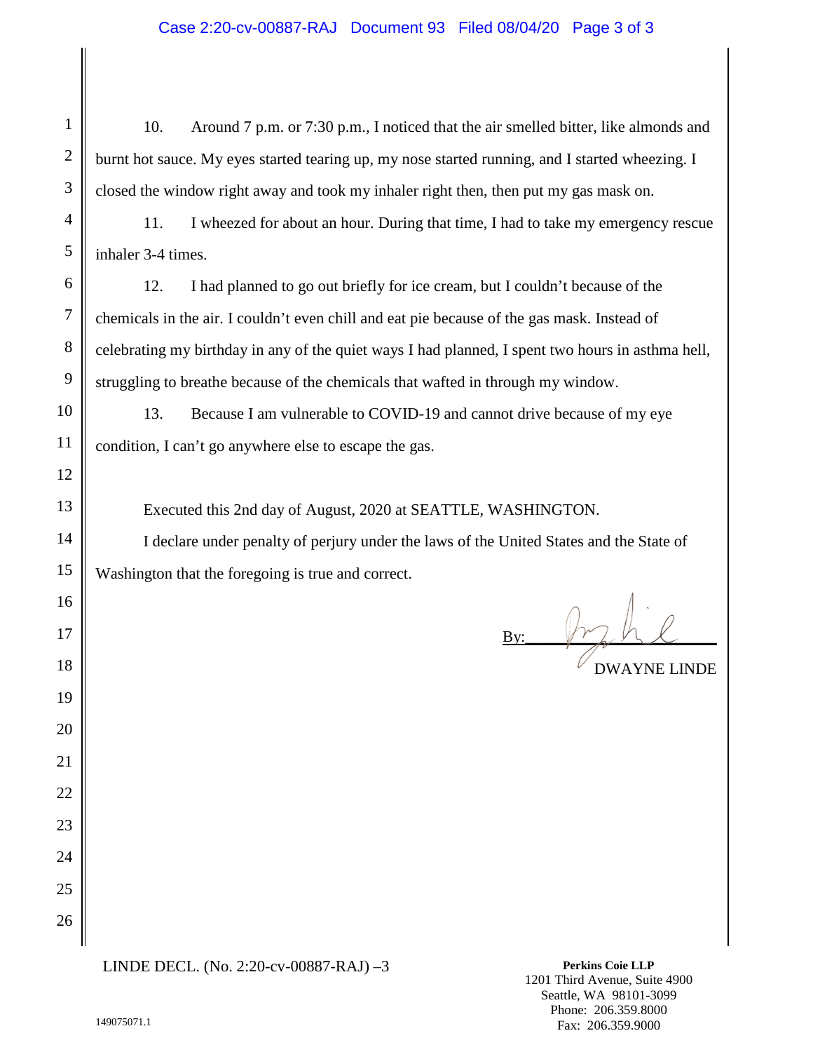10. Around 7 p.m. or 7:30 p.m., I noticed that the air smelled bitter, like almonds and burnt hot sauce. My eyes started tearing up, my nose started running, and I started wheezing. I closed the window right away and took my inhaler right then, then put my gas mask on.

11. I wheezed for about an hour. During that time, I had to take my emergency rescue inhaler 3-4 times.

12. I had planned to go out briefly for ice cream, but I couldn't because of the chemicals in the air. I couldn't even chill and eat pie because of the gas mask. Instead of celebrating my birthday in any of the quiet ways I had planned, I spent two hours in asthma hell, struggling to breathe because of the chemicals that wafted in through my window.

13. Because I am vulnerable to COVID-19 and cannot drive because of my eye condition, I can't go anywhere else to escape the gas.

Executed this 2nd day of August, 2020 at SEATTLE, WASHINGTON.

I declare under penalty of perjury under the laws of the United States and the State of Washington that the foregoing is true and correct.

By:\_\_\_\_\_\_\_\_\_\_\_\_\_\_\_\_\_\_\_\_
DWAYNE LINDE

LINDE DECL. (No. 2:20-cv-00887-RAJ) –3

**Perkins Coie LLP**
1201 Third Avenue, Suite 4900
Seattle, WA 98101-3099
Phone: 206.359.8000
Fax: 206.359.9000

149075071.1